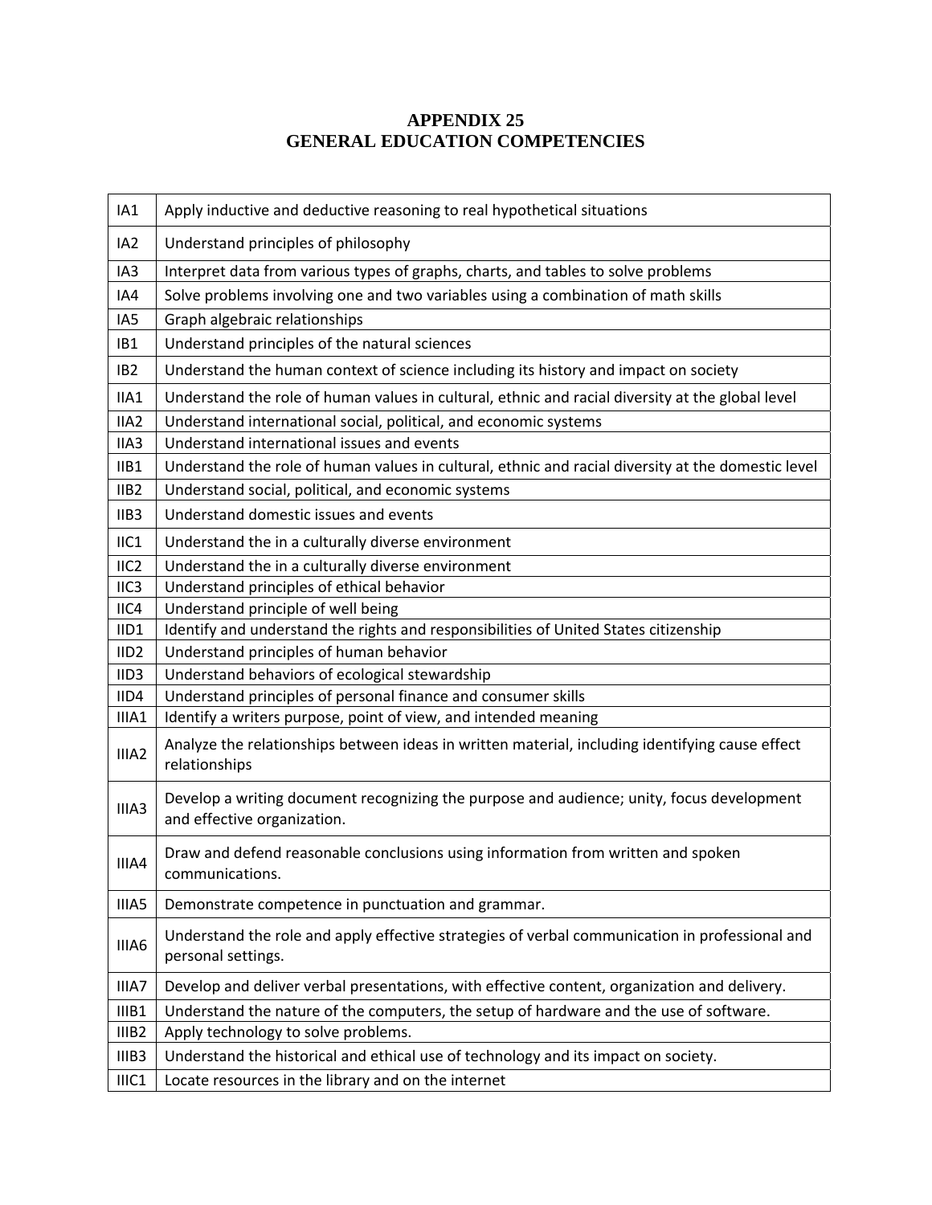# APPENDIX 25
# GENERAL EDUCATION COMPETENCIES

| | |
|---|---|
| IA1 | Apply inductive and deductive reasoning to real hypothetical situations |
| IA2 | Understand principles of philosophy |
| IA3 | Interpret data from various types of graphs, charts, and tables to solve problems |
| IA4 | Solve problems involving one and two variables using a combination of math skills |
| IA5 | Graph algebraic relationships |
| IB1 | Understand principles of the natural sciences |
| IB2 | Understand the human context of science including its history and impact on society |
| IIA1 | Understand the role of human values in cultural, ethnic and racial diversity at the global level |
| IIA2 | Understand international social, political, and economic systems |
| IIA3 | Understand international issues and events |
| IIB1 | Understand the role of human values in cultural, ethnic and racial diversity at the domestic level |
| IIB2 | Understand social, political, and economic systems |
| IIB3 | Understand domestic issues and events |
| IIC1 | Understand the in a culturally diverse environment |
| IIC2 | Understand the in a culturally diverse environment |
| IIC3 | Understand principles of ethical behavior |
| IIC4 | Understand principle of well being |
| IID1 | Identify and understand the rights and responsibilities of United States citizenship |
| IID2 | Understand principles of human behavior |
| IID3 | Understand behaviors of ecological stewardship |
| IID4 | Understand principles of personal finance and consumer skills |
| IIIA1 | Identify a writers purpose, point of view, and intended meaning |
| IIIA2 | Analyze the relationships between ideas in written material, including identifying cause effect relationships |
| IIIA3 | Develop a writing document recognizing the purpose and audience; unity, focus development and effective organization. |
| IIIA4 | Draw and defend reasonable conclusions using information from written and spoken communications. |
| IIIA5 | Demonstrate competence in punctuation and grammar. |
| IIIA6 | Understand the role and apply effective strategies of verbal communication in professional and personal settings. |
| IIIA7 | Develop and deliver verbal presentations, with effective content, organization and delivery. |
| IIIB1 | Understand the nature of the computers, the setup of hardware and the use of software. |
| IIIB2 | Apply technology to solve problems. |
| IIIB3 | Understand the historical and ethical use of technology and its impact on society. |
| IIIC1 | Locate resources in the library and on the internet |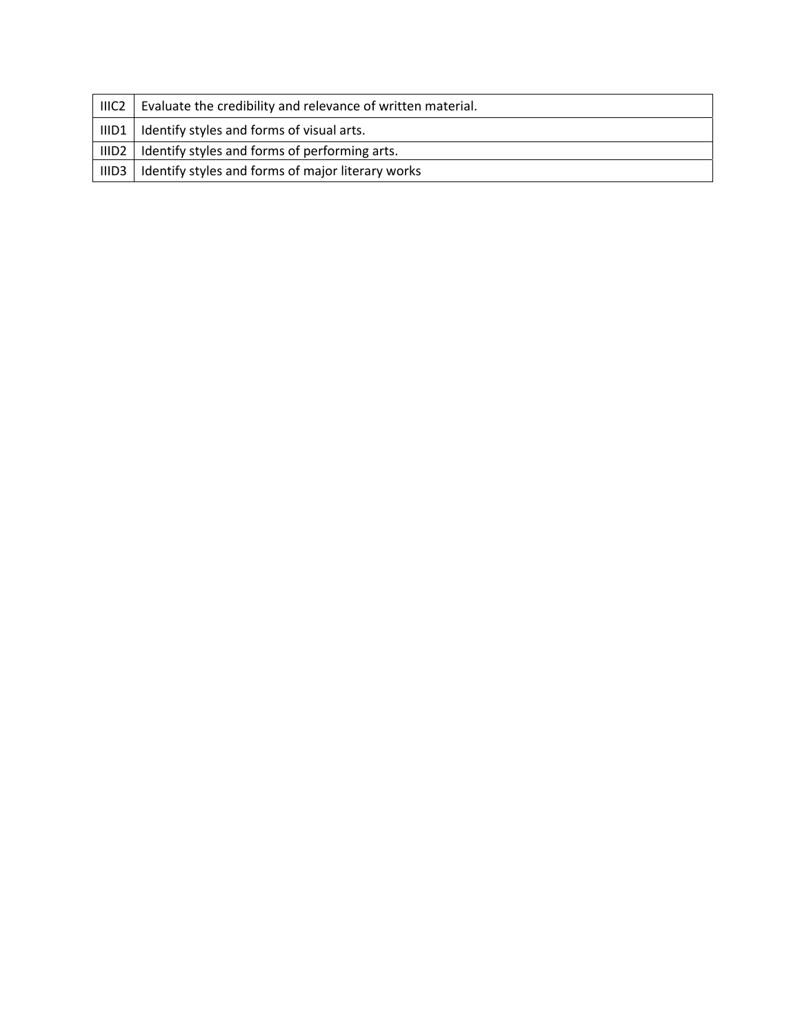| | |
|---|---|
| IIIC2 | Evaluate the credibility and relevance of written material. |
| IIID1 | Identify styles and forms of visual arts. |
| IIID2 | Identify styles and forms of performing arts. |
| IIID3 | Identify styles and forms of major literary works |